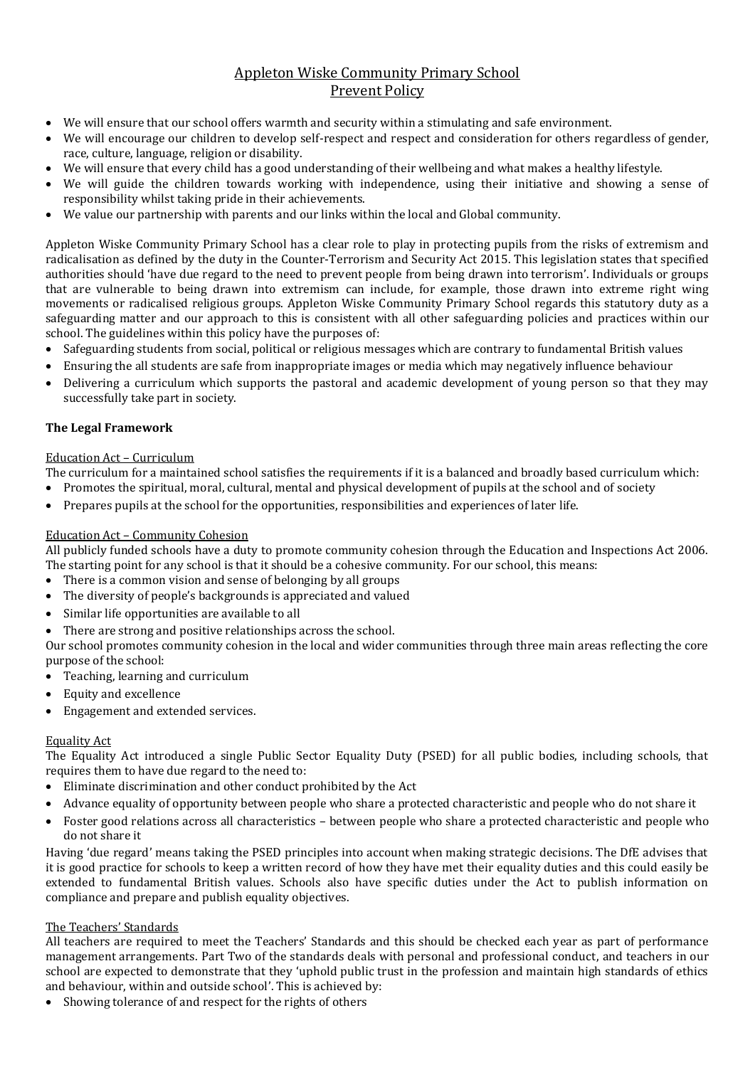# Appleton Wiske Community Primary School
## Prevent Policy

- We will ensure that our school offers warmth and security within a stimulating and safe environment.
- We will encourage our children to develop self-respect and respect and consideration for others regardless of gender, race, culture, language, religion or disability.
- We will ensure that every child has a good understanding of their wellbeing and what makes a healthy lifestyle.
- We will guide the children towards working with independence, using their initiative and showing a sense of responsibility whilst taking pride in their achievements.
- We value our partnership with parents and our links within the local and Global community.

Appleton Wiske Community Primary School has a clear role to play in protecting pupils from the risks of extremism and radicalisation as defined by the duty in the Counter-Terrorism and Security Act 2015. This legislation states that specified authorities should 'have due regard to the need to prevent people from being drawn into terrorism'. Individuals or groups that are vulnerable to being drawn into extremism can include, for example, those drawn into extreme right wing movements or radicalised religious groups. Appleton Wiske Community Primary School regards this statutory duty as a safeguarding matter and our approach to this is consistent with all other safeguarding policies and practices within our school. The guidelines within this policy have the purposes of:

- Safeguarding students from social, political or religious messages which are contrary to fundamental British values
- Ensuring the all students are safe from inappropriate images or media which may negatively influence behaviour
- Delivering a curriculum which supports the pastoral and academic development of young person so that they may successfully take part in society.

**The Legal Framework**

Education Act – Curriculum

The curriculum for a maintained school satisfies the requirements if it is a balanced and broadly based curriculum which:

- Promotes the spiritual, moral, cultural, mental and physical development of pupils at the school and of society
- Prepares pupils at the school for the opportunities, responsibilities and experiences of later life.

Education Act – Community Cohesion

All publicly funded schools have a duty to promote community cohesion through the Education and Inspections Act 2006. The starting point for any school is that it should be a cohesive community. For our school, this means:

- There is a common vision and sense of belonging by all groups
- The diversity of people's backgrounds is appreciated and valued
- Similar life opportunities are available to all
- There are strong and positive relationships across the school.

Our school promotes community cohesion in the local and wider communities through three main areas reflecting the core purpose of the school:

- Teaching, learning and curriculum
- Equity and excellence
- Engagement and extended services.

Equality Act

The Equality Act introduced a single Public Sector Equality Duty (PSED) for all public bodies, including schools, that requires them to have due regard to the need to:

- Eliminate discrimination and other conduct prohibited by the Act
- Advance equality of opportunity between people who share a protected characteristic and people who do not share it
- Foster good relations across all characteristics – between people who share a protected characteristic and people who do not share it

Having 'due regard' means taking the PSED principles into account when making strategic decisions. The DfE advises that it is good practice for schools to keep a written record of how they have met their equality duties and this could easily be extended to fundamental British values. Schools also have specific duties under the Act to publish information on compliance and prepare and publish equality objectives.

The Teachers' Standards

All teachers are required to meet the Teachers' Standards and this should be checked each year as part of performance management arrangements. Part Two of the standards deals with personal and professional conduct, and teachers in our school are expected to demonstrate that they 'uphold public trust in the profession and maintain high standards of ethics and behaviour, within and outside school'. This is achieved by:

- Showing tolerance of and respect for the rights of others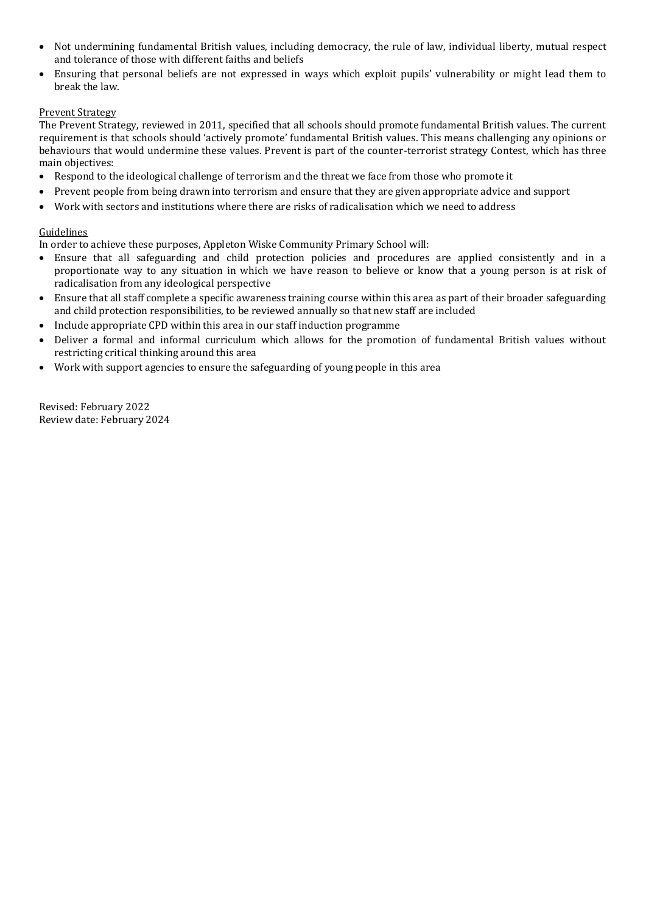- Not undermining fundamental British values, including democracy, the rule of law, individual liberty, mutual respect and tolerance of those with different faiths and beliefs
- Ensuring that personal beliefs are not expressed in ways which exploit pupils' vulnerability or might lead them to break the law.

<u>Prevent Strategy</u>

The Prevent Strategy, reviewed in 2011, specified that all schools should promote fundamental British values. The current requirement is that schools should 'actively promote' fundamental British values. This means challenging any opinions or behaviours that would undermine these values. Prevent is part of the counter-terrorist strategy Contest, which has three main objectives:

- Respond to the ideological challenge of terrorism and the threat we face from those who promote it
- Prevent people from being drawn into terrorism and ensure that they are given appropriate advice and support
- Work with sectors and institutions where there are risks of radicalisation which we need to address

<u>Guidelines</u>

In order to achieve these purposes, Appleton Wiske Community Primary School will:

- Ensure that all safeguarding and child protection policies and procedures are applied consistently and in a proportionate way to any situation in which we have reason to believe or know that a young person is at risk of radicalisation from any ideological perspective
- Ensure that all staff complete a specific awareness training course within this area as part of their broader safeguarding and child protection responsibilities, to be reviewed annually so that new staff are included
- Include appropriate CPD within this area in our staff induction programme
- Deliver a formal and informal curriculum which allows for the promotion of fundamental British values without restricting critical thinking around this area
- Work with support agencies to ensure the safeguarding of young people in this area

Revised: February 2022
Review date: February 2024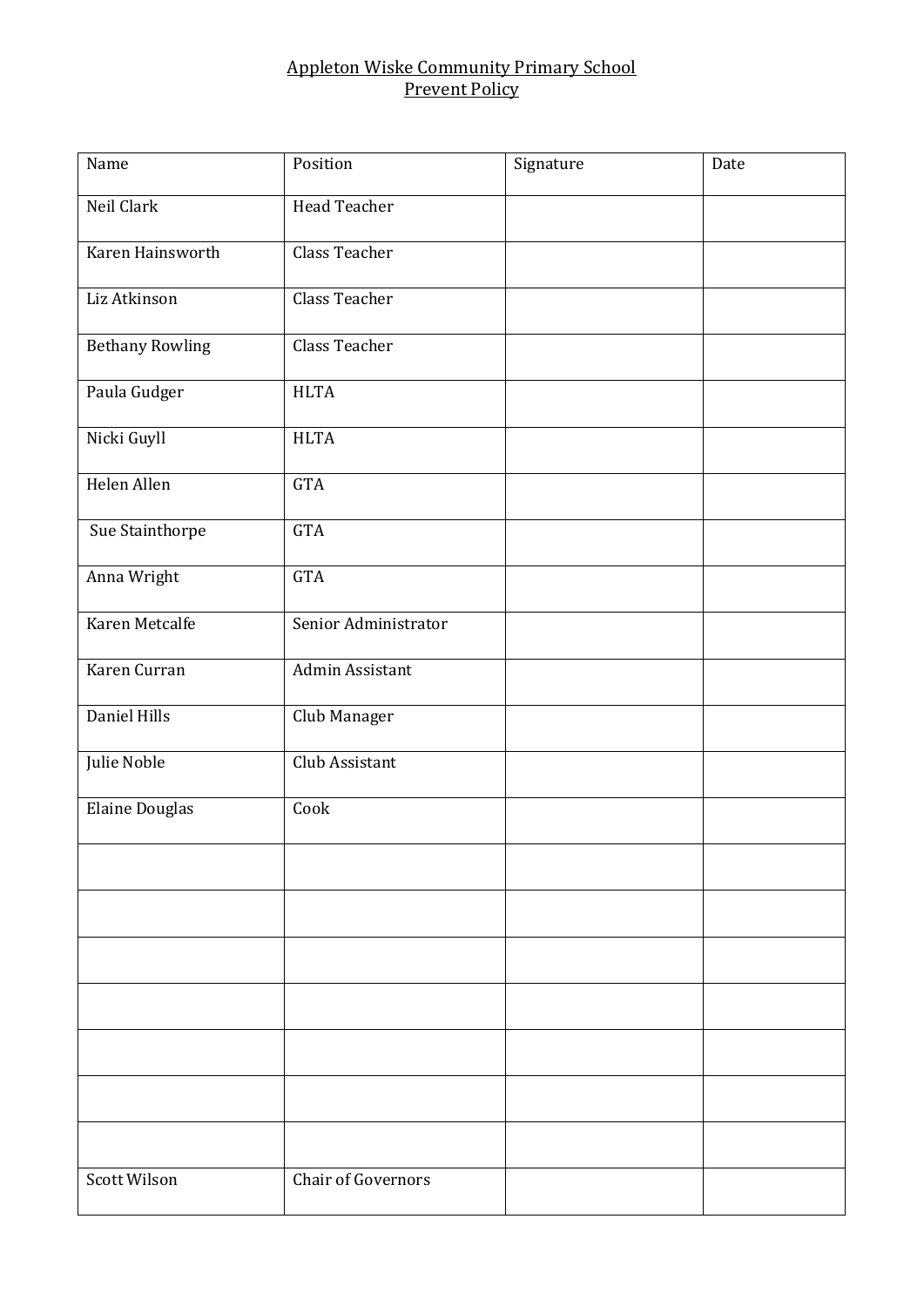Appleton Wiske Community Primary School
Prevent Policy

| Name | Position | Signature | Date |
|---|---|---|---|
| Neil Clark | Head Teacher | | |
| Karen Hainsworth | Class Teacher | | |
| Liz Atkinson | Class Teacher | | |
| Bethany Rowling | Class Teacher | | |
| Paula Gudger | HLTA | | |
| Nicki Guyll | HLTA | | |
| Helen Allen | GTA | | |
| Sue Stainthorpe | GTA | | |
| Anna Wright | GTA | | |
| Karen Metcalfe | Senior Administrator | | |
| Karen Curran | Admin Assistant | | |
| Daniel Hills | Club Manager | | |
| Julie Noble | Club Assistant | | |
| Elaine Douglas | Cook | | |
| | | | |
| | | | |
| | | | |
| | | | |
| | | | |
| | | | |
| | | | |
| Scott Wilson | Chair of Governors | | |